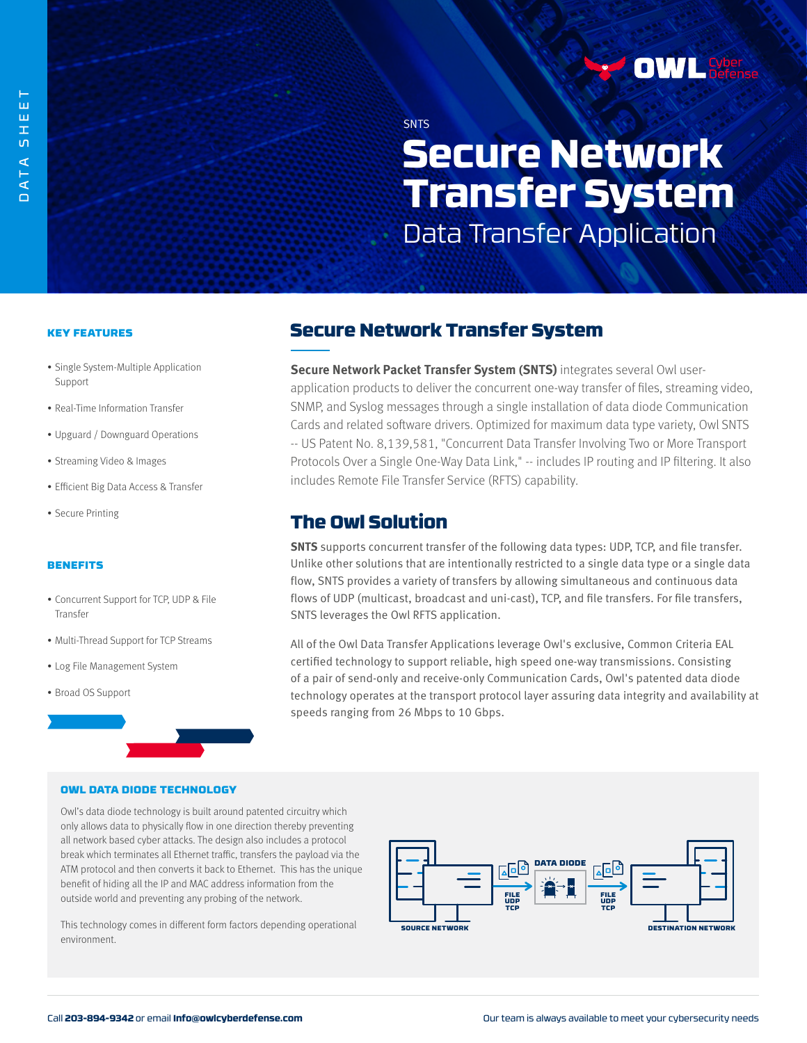DATA SHEET

SNTS

# Secure Network Transfer System

Data Transfer Application

## Secure Network Transfer System

**Secure Network Packet Transfer System (SNTS)** integrates several Owl user-application products to deliver the concurrent one-way transfer of files, streaming video, SNMP, and Syslog messages through a single installation of data diode Communication Cards and related software drivers. Optimized for maximum data type variety, Owl SNTS -- US Patent No. 8,139,581, "Concurrent Data Transfer Involving Two or More Transport Protocols Over a Single One-Way Data Link," -- includes IP routing and IP filtering. It also includes Remote File Transfer Service (RFTS) capability.

## The Owl Solution

**SNTS** supports concurrent transfer of the following data types: UDP, TCP, and file transfer. Unlike other solutions that are intentionally restricted to a single data type or a single data flow, SNTS provides a variety of transfers by allowing simultaneous and continuous data flows of UDP (multicast, broadcast and uni-cast), TCP, and file transfers. For file transfers, SNTS leverages the Owl RFTS application.

All of the Owl Data Transfer Applications leverage Owl's exclusive, Common Criteria EAL certified technology to support reliable, high speed one-way transmissions. Consisting of a pair of send-only and receive-only Communication Cards, Owl's patented data diode technology operates at the transport protocol layer assuring data integrity and availability at speeds ranging from 26 Mbps to 10 Gbps.

### KEY FEATURES

- Single System-Multiple Application Support
- Real-Time Information Transfer
- Upguard / Downguard Operations
- Streaming Video & Images
- Efficient Big Data Access & Transfer
- Secure Printing

### BENEFITS

- Concurrent Support for TCP, UDP & File Transfer
- Multi-Thread Support for TCP Streams
- Log File Management System
- Broad OS Support

### OWL DATA DIODE TECHNOLOGY

Owl's data diode technology is built around patented circuitry which only allows data to physically flow in one direction thereby preventing all network based cyber attacks. The design also includes a protocol break which terminates all Ethernet traffic, transfers the payload via the ATM protocol and then converts it back to Ethernet. This has the unique benefit of hiding all the IP and MAC address information from the outside world and preventing any probing of the network.

This technology comes in different form factors depending operational environment.

SOURCE NETWORK — FILE / UDP / TCP → DATA DIODE → FILE / UDP / TCP — DESTINATION NETWORK

Call **203-894-9342** or email **info@owlcyberdefense.com**

Our team is always available to meet your cybersecurity needs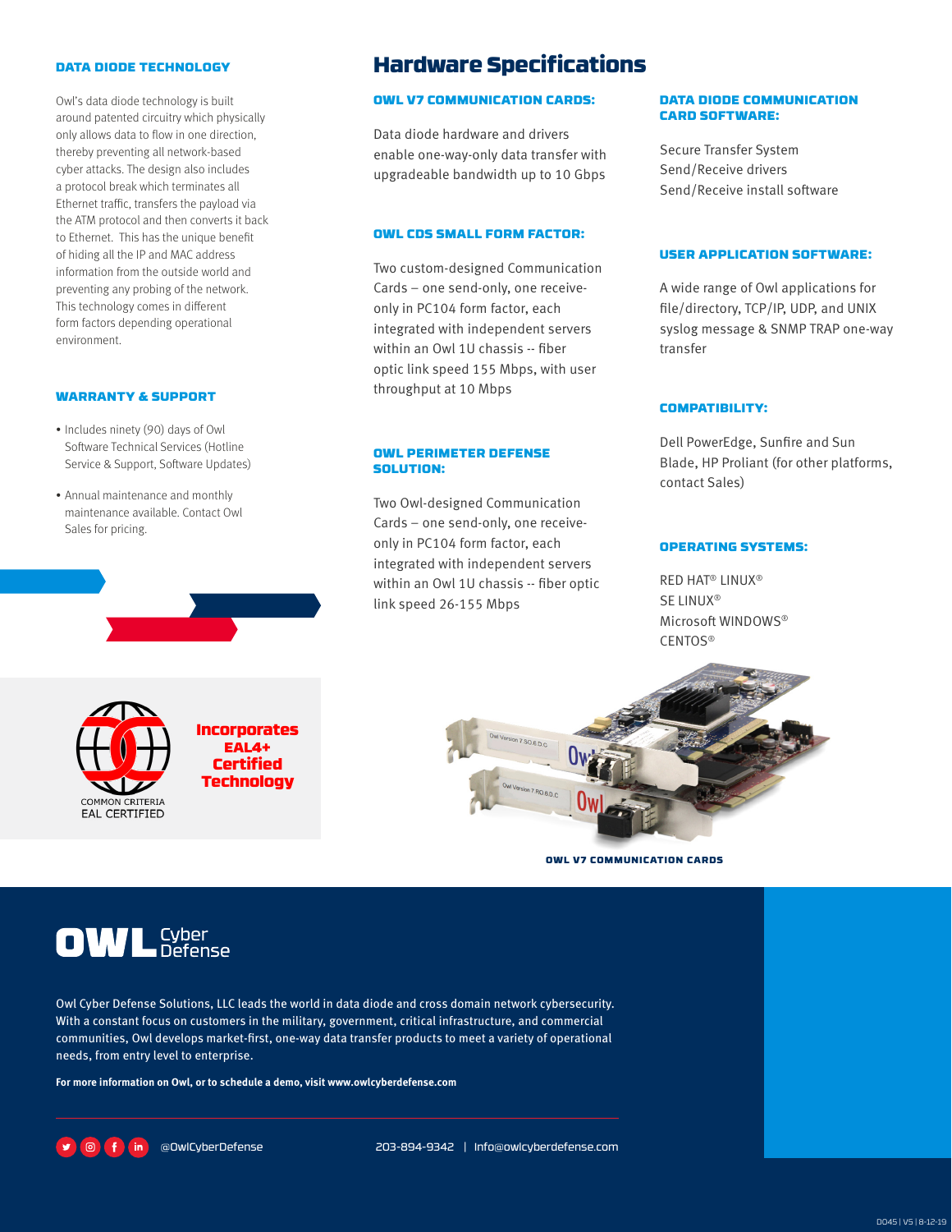### DATA DIODE TECHNOLOGY

Owl's data diode technology is built around patented circuitry which physically only allows data to flow in one direction, thereby preventing all network-based cyber attacks. The design also includes a protocol break which terminates all Ethernet traffic, transfers the payload via the ATM protocol and then converts it back to Ethernet. This has the unique benefit of hiding all the IP and MAC address information from the outside world and preventing any probing of the network. This technology comes in different form factors depending operational environment.

### WARRANTY & SUPPORT

- Includes ninety (90) days of Owl Software Technical Services (Hotline Service & Support, Software Updates)
- Annual maintenance and monthly maintenance available. Contact Owl Sales for pricing.

COMMON CRITERIA EAL CERTIFIED

**Incorporates EAL4+ Certified Technology**

# Hardware Specifications

### OWL V7 COMMUNICATION CARDS:

Data diode hardware and drivers enable one-way-only data transfer with upgradeable bandwidth up to 10 Gbps

### OWL CDS SMALL FORM FACTOR:

Two custom-designed Communication Cards – one send-only, one receive-only in PC104 form factor, each integrated with independent servers within an Owl 1U chassis -- fiber optic link speed 155 Mbps, with user throughput at 10 Mbps

### OWL PERIMETER DEFENSE SOLUTION:

Two Owl-designed Communication Cards – one send-only, one receive-only in PC104 form factor, each integrated with independent servers within an Owl 1U chassis -- fiber optic link speed 26-155 Mbps

### DATA DIODE COMMUNICATION CARD SOFTWARE:

Secure Transfer System
Send/Receive drivers
Send/Receive install software

### USER APPLICATION SOFTWARE:

A wide range of Owl applications for file/directory, TCP/IP, UDP, and UNIX syslog message & SNMP TRAP one-way transfer

### COMPATIBILITY:

Dell PowerEdge, Sunfire and Sun Blade, HP Proliant (for other platforms, contact Sales)

### OPERATING SYSTEMS:

RED HAT® LINUX®
SE LINUX®
Microsoft WINDOWS®
CENTOS®

OWL V7 COMMUNICATION CARDS

**OWL Cyber Defense**

Owl Cyber Defense Solutions, LLC leads the world in data diode and cross domain network cybersecurity. With a constant focus on customers in the military, government, critical infrastructure, and commercial communities, Owl develops market-first, one-way data transfer products to meet a variety of operational needs, from entry level to enterprise.

**For more information on Owl, or to schedule a demo, visit www.owlcyberdefense.com**

@OwlCyberDefense

203-894-9342 | Info@owlcyberdefense.com

D045 | V5 | 8-12-19